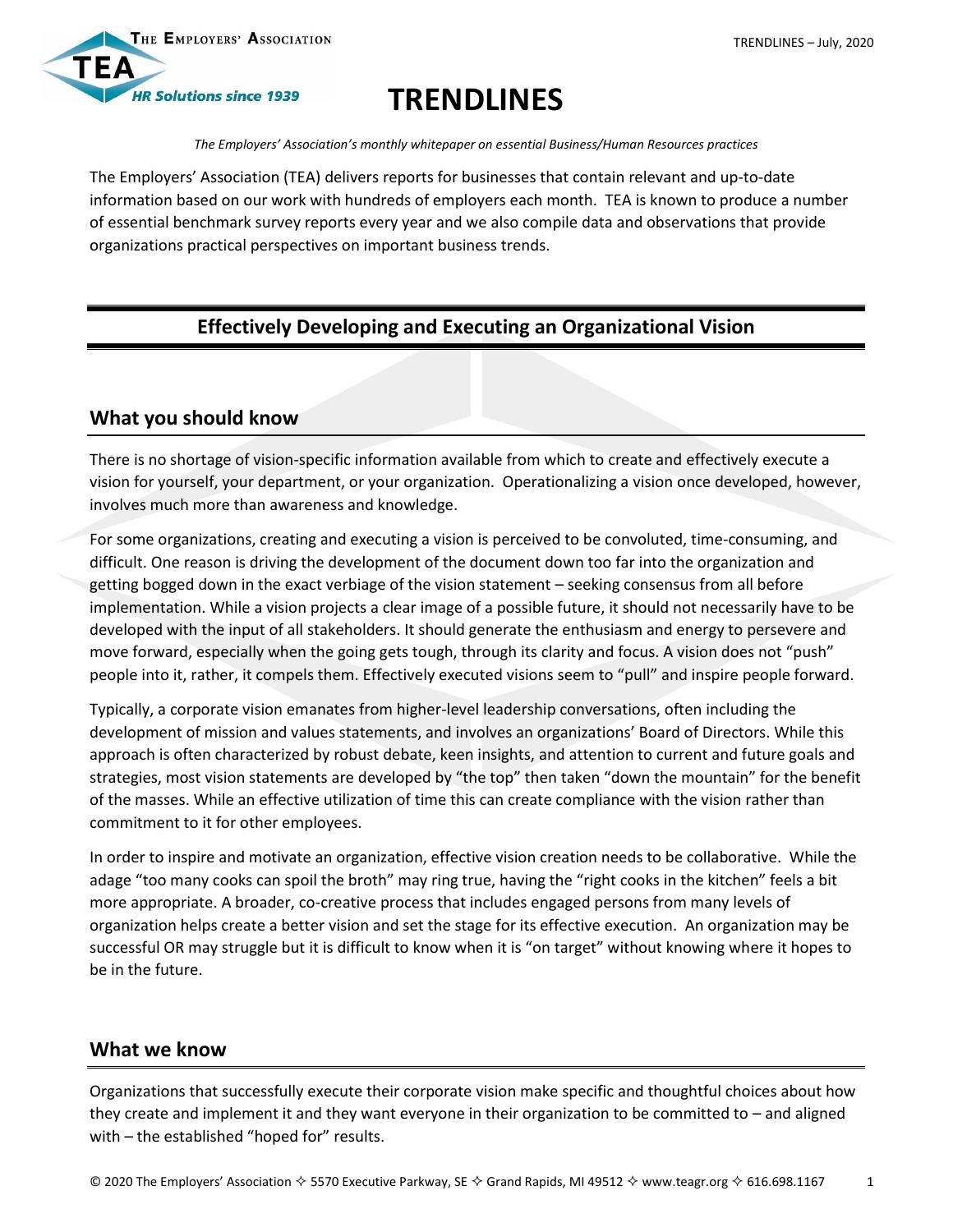# TRENDLINES

*The Employers' Association's monthly whitepaper on essential Business/Human Resources practices*

The Employers' Association (TEA) delivers reports for businesses that contain relevant and up-to-date information based on our work with hundreds of employers each month. TEA is known to produce a number of essential benchmark survey reports every year and we also compile data and observations that provide organizations practical perspectives on important business trends.

## Effectively Developing and Executing an Organizational Vision

### What you should know

There is no shortage of vision-specific information available from which to create and effectively execute a vision for yourself, your department, or your organization. Operationalizing a vision once developed, however, involves much more than awareness and knowledge.

For some organizations, creating and executing a vision is perceived to be convoluted, time-consuming, and difficult. One reason is driving the development of the document down too far into the organization and getting bogged down in the exact verbiage of the vision statement – seeking consensus from all before implementation. While a vision projects a clear image of a possible future, it should not necessarily have to be developed with the input of all stakeholders. It should generate the enthusiasm and energy to persevere and move forward, especially when the going gets tough, through its clarity and focus. A vision does not "push" people into it, rather, it compels them. Effectively executed visions seem to "pull" and inspire people forward.

Typically, a corporate vision emanates from higher-level leadership conversations, often including the development of mission and values statements, and involves an organizations' Board of Directors. While this approach is often characterized by robust debate, keen insights, and attention to current and future goals and strategies, most vision statements are developed by "the top" then taken "down the mountain" for the benefit of the masses. While an effective utilization of time this can create compliance with the vision rather than commitment to it for other employees.

In order to inspire and motivate an organization, effective vision creation needs to be collaborative. While the adage "too many cooks can spoil the broth" may ring true, having the "right cooks in the kitchen" feels a bit more appropriate. A broader, co-creative process that includes engaged persons from many levels of organization helps create a better vision and set the stage for its effective execution. An organization may be successful OR may struggle but it is difficult to know when it is "on target" without knowing where it hopes to be in the future.

### What we know

Organizations that successfully execute their corporate vision make specific and thoughtful choices about how they create and implement it and they want everyone in their organization to be committed to – and aligned with – the established "hoped for" results.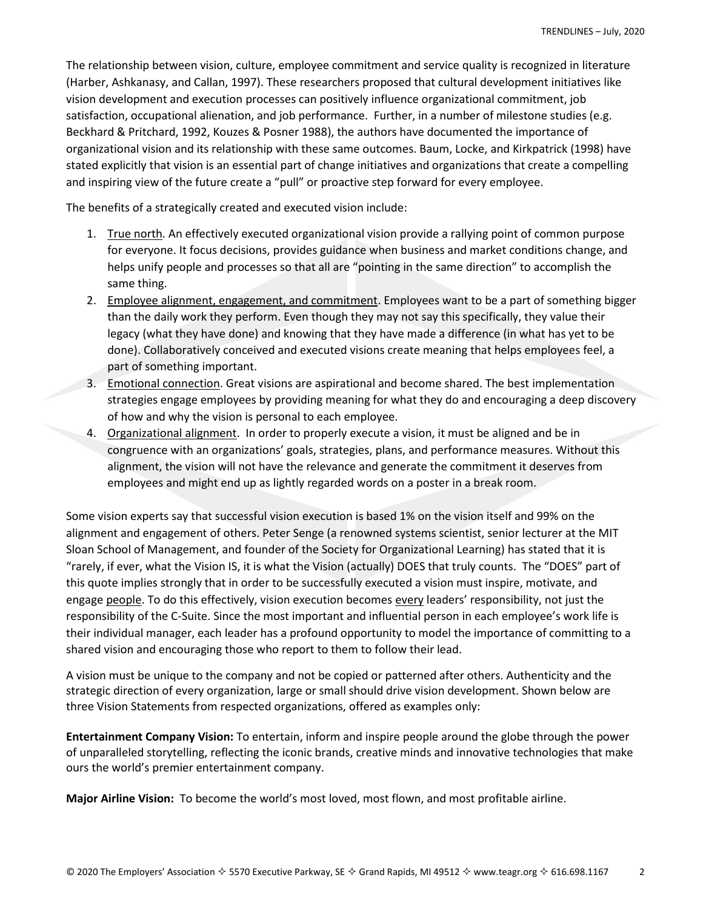The relationship between vision, culture, employee commitment and service quality is recognized in literature (Harber, Ashkanasy, and Callan, 1997). These researchers proposed that cultural development initiatives like vision development and execution processes can positively influence organizational commitment, job satisfaction, occupational alienation, and job performance. Further, in a number of milestone studies (e.g. Beckhard & Pritchard, 1992, Kouzes & Posner 1988), the authors have documented the importance of organizational vision and its relationship with these same outcomes. Baum, Locke, and Kirkpatrick (1998) have stated explicitly that vision is an essential part of change initiatives and organizations that create a compelling and inspiring view of the future create a "pull" or proactive step forward for every employee.

The benefits of a strategically created and executed vision include:

1. True north. An effectively executed organizational vision provide a rallying point of common purpose for everyone. It focus decisions, provides guidance when business and market conditions change, and helps unify people and processes so that all are "pointing in the same direction" to accomplish the same thing.
2. Employee alignment, engagement, and commitment. Employees want to be a part of something bigger than the daily work they perform. Even though they may not say this specifically, they value their legacy (what they have done) and knowing that they have made a difference (in what has yet to be done). Collaboratively conceived and executed visions create meaning that helps employees feel, a part of something important.
3. Emotional connection. Great visions are aspirational and become shared. The best implementation strategies engage employees by providing meaning for what they do and encouraging a deep discovery of how and why the vision is personal to each employee.
4. Organizational alignment. In order to properly execute a vision, it must be aligned and be in congruence with an organizations' goals, strategies, plans, and performance measures. Without this alignment, the vision will not have the relevance and generate the commitment it deserves from employees and might end up as lightly regarded words on a poster in a break room.

Some vision experts say that successful vision execution is based 1% on the vision itself and 99% on the alignment and engagement of others. Peter Senge (a renowned systems scientist, senior lecturer at the MIT Sloan School of Management, and founder of the Society for Organizational Learning) has stated that it is "rarely, if ever, what the Vision IS, it is what the Vision (actually) DOES that truly counts. The "DOES" part of this quote implies strongly that in order to be successfully executed a vision must inspire, motivate, and engage people. To do this effectively, vision execution becomes every leaders' responsibility, not just the responsibility of the C-Suite. Since the most important and influential person in each employee's work life is their individual manager, each leader has a profound opportunity to model the importance of committing to a shared vision and encouraging those who report to them to follow their lead.

A vision must be unique to the company and not be copied or patterned after others. Authenticity and the strategic direction of every organization, large or small should drive vision development. Shown below are three Vision Statements from respected organizations, offered as examples only:

**Entertainment Company Vision:** To entertain, inform and inspire people around the globe through the power of unparalleled storytelling, reflecting the iconic brands, creative minds and innovative technologies that make ours the world's premier entertainment company.

**Major Airline Vision:** To become the world's most loved, most flown, and most profitable airline.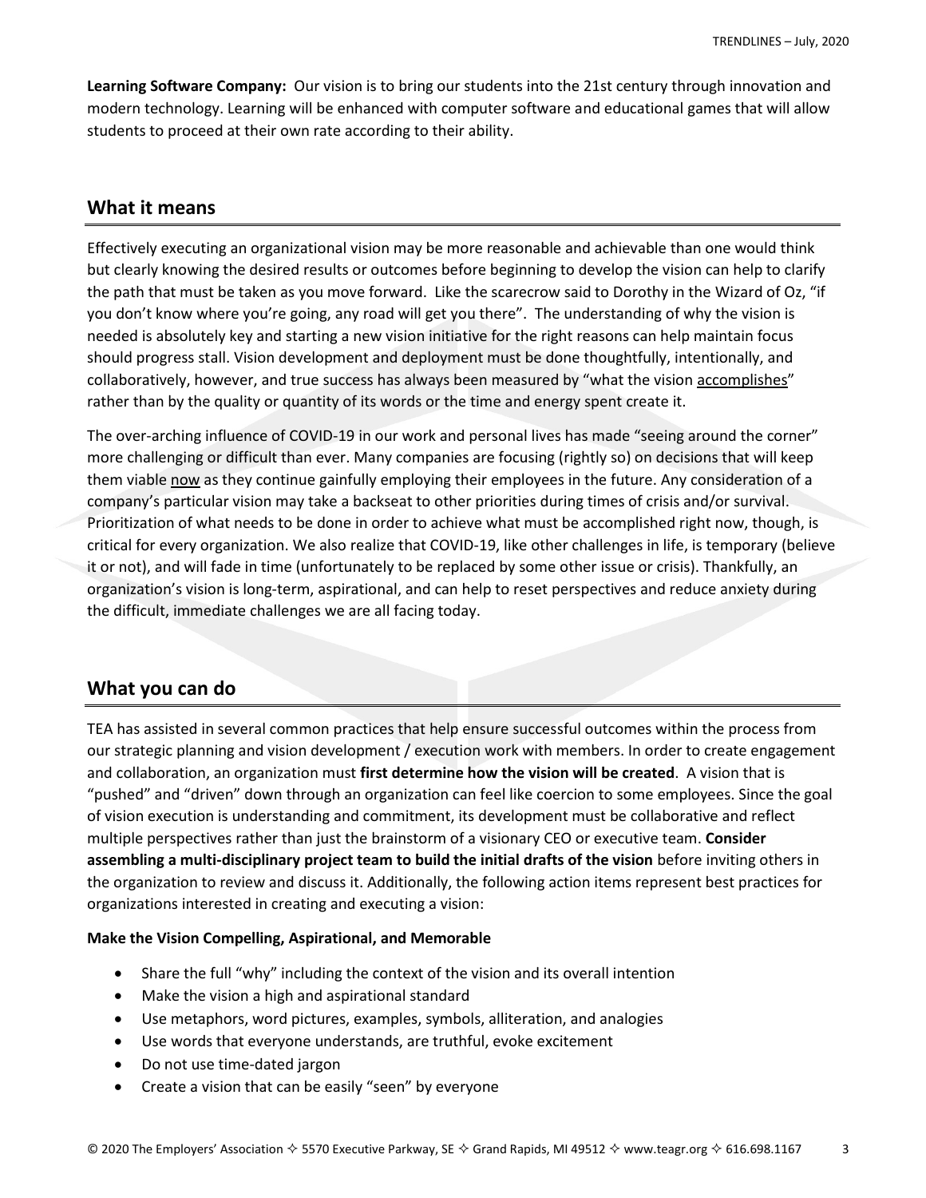**Learning Software Company:** Our vision is to bring our students into the 21st century through innovation and modern technology. Learning will be enhanced with computer software and educational games that will allow students to proceed at their own rate according to their ability.

## What it means

Effectively executing an organizational vision may be more reasonable and achievable than one would think but clearly knowing the desired results or outcomes before beginning to develop the vision can help to clarify the path that must be taken as you move forward. Like the scarecrow said to Dorothy in the Wizard of Oz, "if you don't know where you're going, any road will get you there". The understanding of why the vision is needed is absolutely key and starting a new vision initiative for the right reasons can help maintain focus should progress stall. Vision development and deployment must be done thoughtfully, intentionally, and collaboratively, however, and true success has always been measured by "what the vision <u>accomplishes</u>" rather than by the quality or quantity of its words or the time and energy spent create it.

The over-arching influence of COVID-19 in our work and personal lives has made "seeing around the corner" more challenging or difficult than ever. Many companies are focusing (rightly so) on decisions that will keep them viable <u>now</u> as they continue gainfully employing their employees in the future. Any consideration of a company's particular vision may take a backseat to other priorities during times of crisis and/or survival. Prioritization of what needs to be done in order to achieve what must be accomplished right now, though, is critical for every organization. We also realize that COVID-19, like other challenges in life, is temporary (believe it or not), and will fade in time (unfortunately to be replaced by some other issue or crisis). Thankfully, an organization's vision is long-term, aspirational, and can help to reset perspectives and reduce anxiety during the difficult, immediate challenges we are all facing today.

## What you can do

TEA has assisted in several common practices that help ensure successful outcomes within the process from our strategic planning and vision development / execution work with members. In order to create engagement and collaboration, an organization must **first determine how the vision will be created**. A vision that is "pushed" and "driven" down through an organization can feel like coercion to some employees. Since the goal of vision execution is understanding and commitment, its development must be collaborative and reflect multiple perspectives rather than just the brainstorm of a visionary CEO or executive team. **Consider assembling a multi-disciplinary project team to build the initial drafts of the vision** before inviting others in the organization to review and discuss it. Additionally, the following action items represent best practices for organizations interested in creating and executing a vision:

**Make the Vision Compelling, Aspirational, and Memorable**

- Share the full "why" including the context of the vision and its overall intention
- Make the vision a high and aspirational standard
- Use metaphors, word pictures, examples, symbols, alliteration, and analogies
- Use words that everyone understands, are truthful, evoke excitement
- Do not use time-dated jargon
- Create a vision that can be easily "seen" by everyone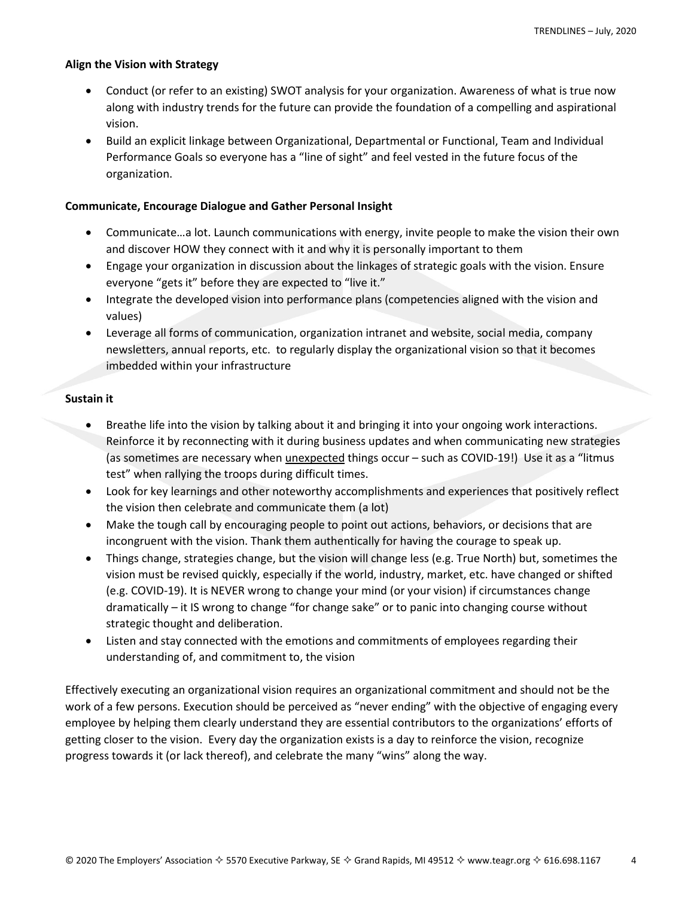**Align the Vision with Strategy**

- Conduct (or refer to an existing) SWOT analysis for your organization. Awareness of what is true now along with industry trends for the future can provide the foundation of a compelling and aspirational vision.
- Build an explicit linkage between Organizational, Departmental or Functional, Team and Individual Performance Goals so everyone has a "line of sight" and feel vested in the future focus of the organization.

**Communicate, Encourage Dialogue and Gather Personal Insight**

- Communicate…a lot. Launch communications with energy, invite people to make the vision their own and discover HOW they connect with it and why it is personally important to them
- Engage your organization in discussion about the linkages of strategic goals with the vision. Ensure everyone "gets it" before they are expected to "live it."
- Integrate the developed vision into performance plans (competencies aligned with the vision and values)
- Leverage all forms of communication, organization intranet and website, social media, company newsletters, annual reports, etc. to regularly display the organizational vision so that it becomes imbedded within your infrastructure

**Sustain it**

- Breathe life into the vision by talking about it and bringing it into your ongoing work interactions. Reinforce it by reconnecting with it during business updates and when communicating new strategies (as sometimes are necessary when <u>unexpected</u> things occur – such as COVID-19!) Use it as a "litmus test" when rallying the troops during difficult times.
- Look for key learnings and other noteworthy accomplishments and experiences that positively reflect the vision then celebrate and communicate them (a lot)
- Make the tough call by encouraging people to point out actions, behaviors, or decisions that are incongruent with the vision. Thank them authentically for having the courage to speak up.
- Things change, strategies change, but the vision will change less (e.g. True North) but, sometimes the vision must be revised quickly, especially if the world, industry, market, etc. have changed or shifted (e.g. COVID-19). It is NEVER wrong to change your mind (or your vision) if circumstances change dramatically – it IS wrong to change "for change sake" or to panic into changing course without strategic thought and deliberation.
- Listen and stay connected with the emotions and commitments of employees regarding their understanding of, and commitment to, the vision

Effectively executing an organizational vision requires an organizational commitment and should not be the work of a few persons. Execution should be perceived as "never ending" with the objective of engaging every employee by helping them clearly understand they are essential contributors to the organizations' efforts of getting closer to the vision. Every day the organization exists is a day to reinforce the vision, recognize progress towards it (or lack thereof), and celebrate the many "wins" along the way.